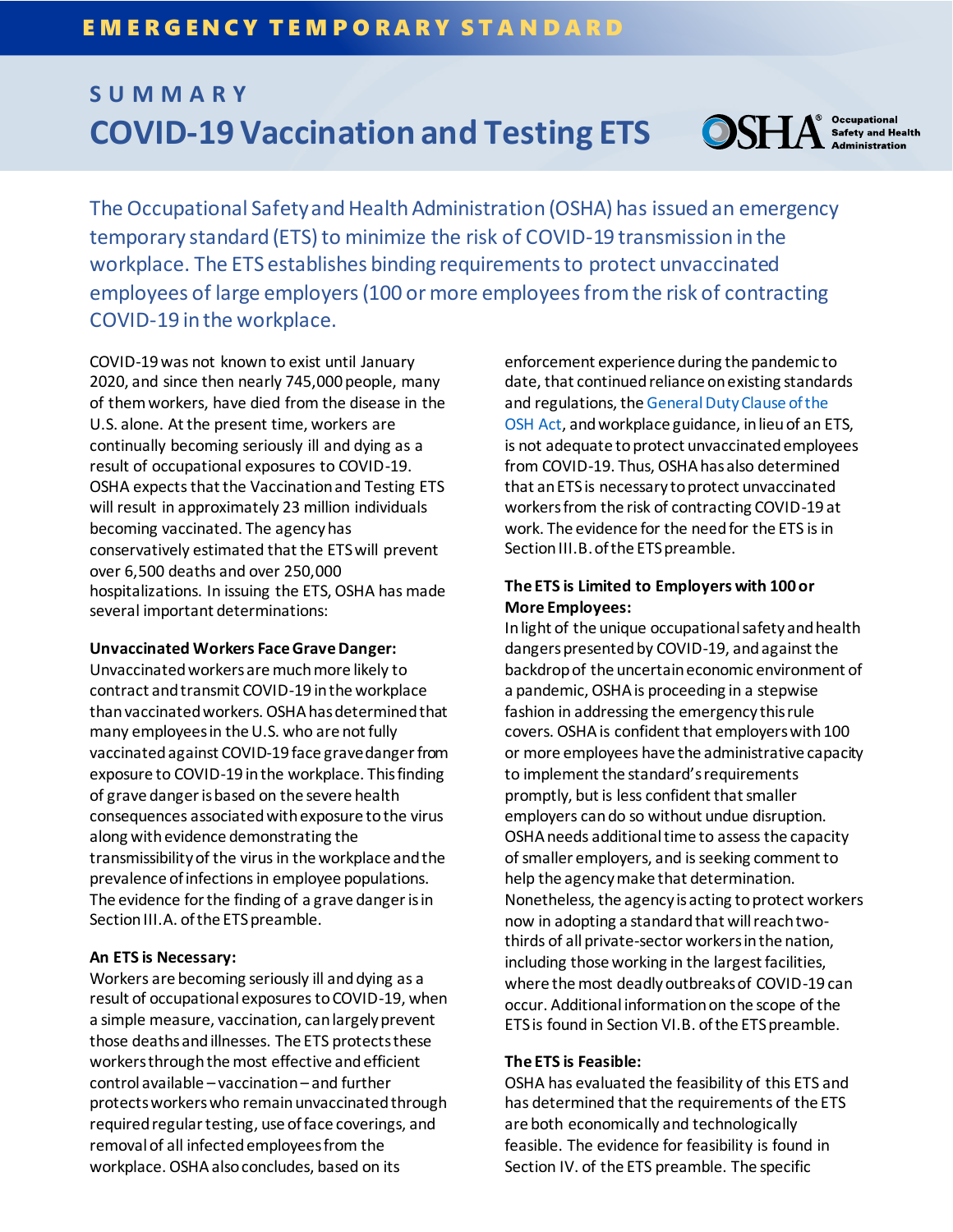EMERGENCY TEMPORARY STANDARD

# SUMMARY

# COVID-19 Vaccination and Testing ETS

The Occupational Safety and Health Administration (OSHA) has issued an emergency temporary standard (ETS) to minimize the risk of COVID-19 transmission in the workplace. The ETS establishes binding requirements to protect unvaccinated employees of large employers (100 or more employees from the risk of contracting COVID-19 in the workplace.

COVID-19 was not known to exist until January 2020, and since then nearly 745,000 people, many of them workers, have died from the disease in the U.S. alone. At the present time, workers are continually becoming seriously ill and dying as a result of occupational exposures to COVID-19. OSHA expects that the Vaccination and Testing ETS will result in approximately 23 million individuals becoming vaccinated. The agency has conservatively estimated that the ETS will prevent over 6,500 deaths and over 250,000 hospitalizations. In issuing the ETS, OSHA has made several important determinations:

**Unvaccinated Workers Face Grave Danger:**
Unvaccinated workers are much more likely to contract and transmit COVID-19 in the workplace than vaccinated workers. OSHA has determined that many employees in the U.S. who are not fully vaccinated against COVID-19 face grave danger from exposure to COVID-19 in the workplace. This finding of grave danger is based on the severe health consequences associated with exposure to the virus along with evidence demonstrating the transmissibility of the virus in the workplace and the prevalence of infections in employee populations. The evidence for the finding of a grave danger is in Section III.A. of the ETS preamble.

**An ETS is Necessary:**
Workers are becoming seriously ill and dying as a result of occupational exposures to COVID-19, when a simple measure, vaccination, can largely prevent those deaths and illnesses. The ETS protects these workers through the most effective and efficient control available – vaccination – and further protects workers who remain unvaccinated through required regular testing, use of face coverings, and removal of all infected employees from the workplace. OSHA also concludes, based on its enforcement experience during the pandemic to date, that continued reliance on existing standards and regulations, the General Duty Clause of the OSH Act, and workplace guidance, in lieu of an ETS, is not adequate to protect unvaccinated employees from COVID-19. Thus, OSHA has also determined that an ETS is necessary to protect unvaccinated workers from the risk of contracting COVID-19 at work. The evidence for the need for the ETS is in Section III.B. of the ETS preamble.

**The ETS is Limited to Employers with 100 or More Employees:**
In light of the unique occupational safety and health dangers presented by COVID-19, and against the backdrop of the uncertain economic environment of a pandemic, OSHA is proceeding in a stepwise fashion in addressing the emergency this rule covers. OSHA is confident that employers with 100 or more employees have the administrative capacity to implement the standard's requirements promptly, but is less confident that smaller employers can do so without undue disruption. OSHA needs additional time to assess the capacity of smaller employers, and is seeking comment to help the agency make that determination. Nonetheless, the agency is acting to protect workers now in adopting a standard that will reach two-thirds of all private-sector workers in the nation, including those working in the largest facilities, where the most deadly outbreaks of COVID-19 can occur. Additional information on the scope of the ETS is found in Section VI.B. of the ETS preamble.

**The ETS is Feasible:**
OSHA has evaluated the feasibility of this ETS and has determined that the requirements of the ETS are both economically and technologically feasible. The evidence for feasibility is found in Section IV. of the ETS preamble. The specific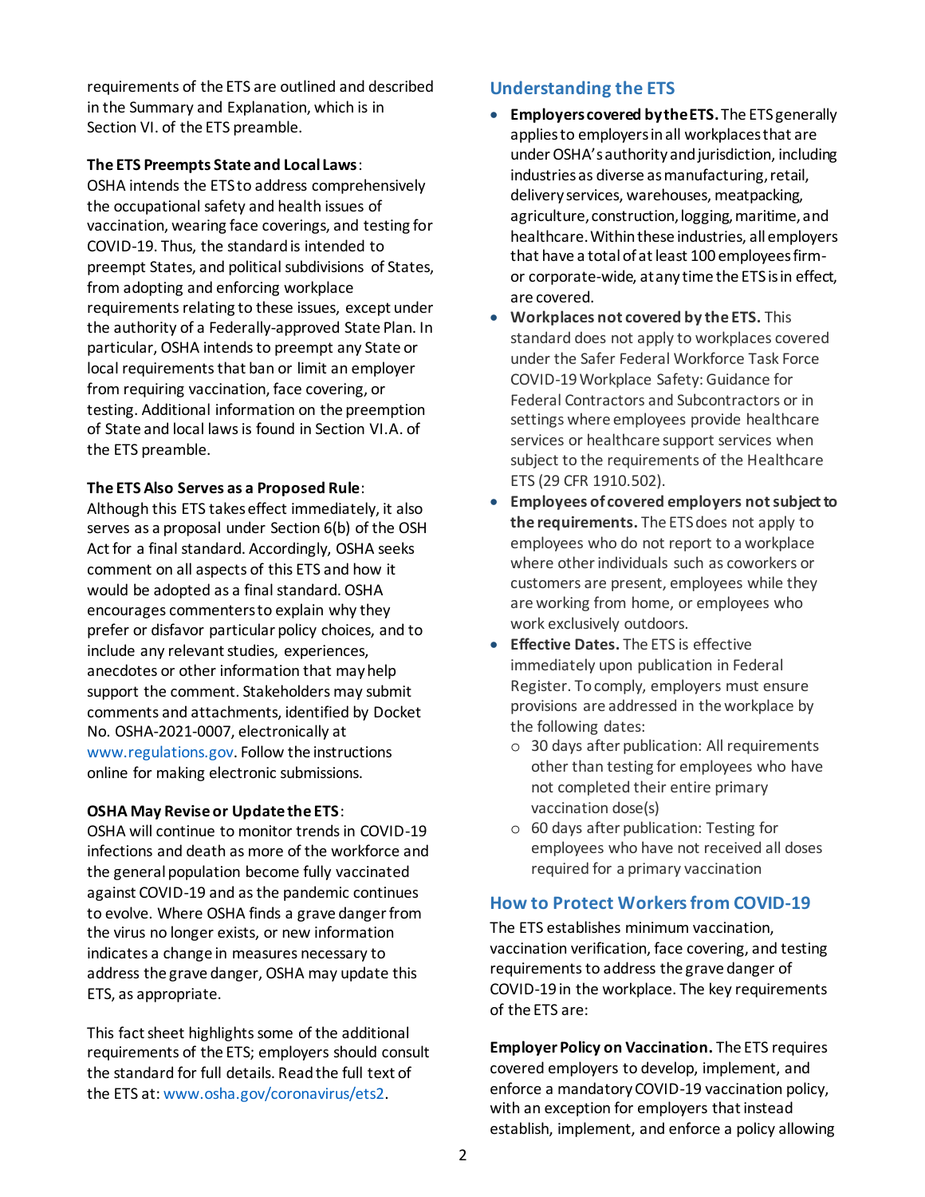requirements of the ETS are outlined and described in the Summary and Explanation, which is in Section VI. of the ETS preamble.

**The ETS Preempts State and Local Laws**:
OSHA intends the ETS to address comprehensively the occupational safety and health issues of vaccination, wearing face coverings, and testing for COVID-19. Thus, the standard is intended to preempt States, and political subdivisions of States, from adopting and enforcing workplace requirements relating to these issues, except under the authority of a Federally-approved State Plan. In particular, OSHA intends to preempt any State or local requirements that ban or limit an employer from requiring vaccination, face covering, or testing. Additional information on the preemption of State and local laws is found in Section VI.A. of the ETS preamble.

**The ETS Also Serves as a Proposed Rule**:
Although this ETS takes effect immediately, it also serves as a proposal under Section 6(b) of the OSH Act for a final standard. Accordingly, OSHA seeks comment on all aspects of this ETS and how it would be adopted as a final standard. OSHA encourages commenters to explain why they prefer or disfavor particular policy choices, and to include any relevant studies, experiences, anecdotes or other information that may help support the comment. Stakeholders may submit comments and attachments, identified by Docket No. OSHA-2021-0007, electronically at www.regulations.gov. Follow the instructions online for making electronic submissions.

**OSHA May Revise or Update the ETS**:
OSHA will continue to monitor trends in COVID-19 infections and death as more of the workforce and the general population become fully vaccinated against COVID-19 and as the pandemic continues to evolve. Where OSHA finds a grave danger from the virus no longer exists, or new information indicates a change in measures necessary to address the grave danger, OSHA may update this ETS, as appropriate.

This fact sheet highlights some of the additional requirements of the ETS; employers should consult the standard for full details. Read the full text of the ETS at: www.osha.gov/coronavirus/ets2.

## Understanding the ETS

- **Employers covered by the ETS.** The ETS generally applies to employers in all workplaces that are under OSHA's authority and jurisdiction, including industries as diverse as manufacturing, retail, delivery services, warehouses, meatpacking, agriculture, construction, logging, maritime, and healthcare. Within these industries, all employers that have a total of at least 100 employees firm- or corporate-wide, at any time the ETS is in effect, are covered.
- **Workplaces not covered by the ETS.** This standard does not apply to workplaces covered under the Safer Federal Workforce Task Force COVID-19 Workplace Safety: Guidance for Federal Contractors and Subcontractors or in settings where employees provide healthcare services or healthcare support services when subject to the requirements of the Healthcare ETS (29 CFR 1910.502).
- **Employees of covered employers not subject to the requirements.** The ETS does not apply to employees who do not report to a workplace where other individuals such as coworkers or customers are present, employees while they are working from home, or employees who work exclusively outdoors.
- **Effective Dates.** The ETS is effective immediately upon publication in Federal Register. To comply, employers must ensure provisions are addressed in the workplace by the following dates:
  - 30 days after publication: All requirements other than testing for employees who have not completed their entire primary vaccination dose(s)
  - 60 days after publication: Testing for employees who have not received all doses required for a primary vaccination

## How to Protect Workers from COVID-19

The ETS establishes minimum vaccination, vaccination verification, face covering, and testing requirements to address the grave danger of COVID-19 in the workplace. The key requirements of the ETS are:

**Employer Policy on Vaccination.** The ETS requires covered employers to develop, implement, and enforce a mandatory COVID-19 vaccination policy, with an exception for employers that instead establish, implement, and enforce a policy allowing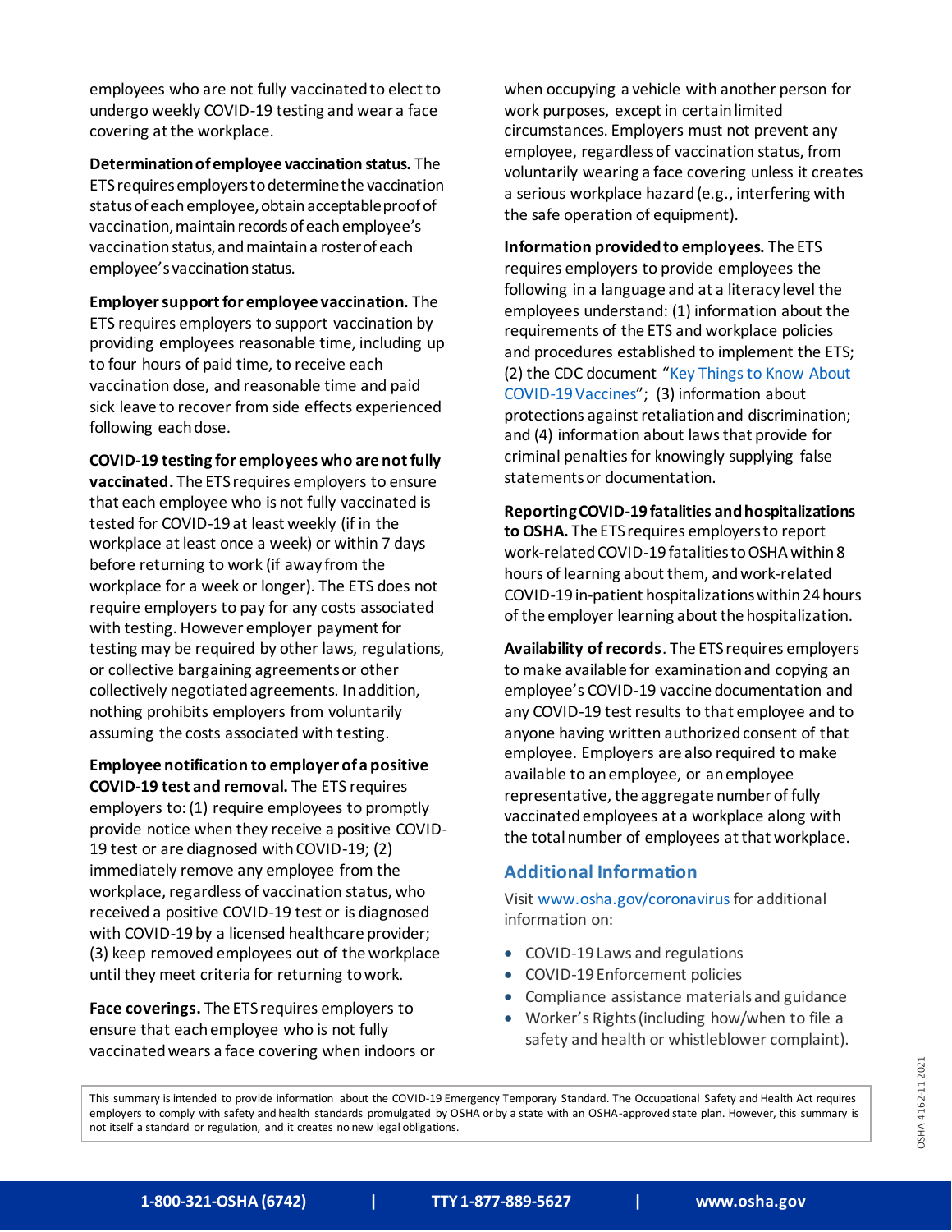employees who are not fully vaccinated to elect to undergo weekly COVID-19 testing and wear a face covering at the workplace.

**Determination of employee vaccination status.** The ETS requires employers to determine the vaccination status of each employee, obtain acceptable proof of vaccination, maintain records of each employee's vaccination status, and maintain a roster of each employee's vaccination status.

**Employer support for employee vaccination.** The ETS requires employers to support vaccination by providing employees reasonable time, including up to four hours of paid time, to receive each vaccination dose, and reasonable time and paid sick leave to recover from side effects experienced following each dose.

**COVID-19 testing for employees who are not fully vaccinated.** The ETS requires employers to ensure that each employee who is not fully vaccinated is tested for COVID-19 at least weekly (if in the workplace at least once a week) or within 7 days before returning to work (if away from the workplace for a week or longer). The ETS does not require employers to pay for any costs associated with testing. However employer payment for testing may be required by other laws, regulations, or collective bargaining agreements or other collectively negotiated agreements. In addition, nothing prohibits employers from voluntarily assuming the costs associated with testing.

**Employee notification to employer of a positive COVID-19 test and removal.** The ETS requires employers to: (1) require employees to promptly provide notice when they receive a positive COVID-19 test or are diagnosed with COVID-19; (2) immediately remove any employee from the workplace, regardless of vaccination status, who received a positive COVID-19 test or is diagnosed with COVID-19 by a licensed healthcare provider; (3) keep removed employees out of the workplace until they meet criteria for returning to work.

**Face coverings.** The ETS requires employers to ensure that each employee who is not fully vaccinated wears a face covering when indoors or when occupying a vehicle with another person for work purposes, except in certain limited circumstances. Employers must not prevent any employee, regardless of vaccination status, from voluntarily wearing a face covering unless it creates a serious workplace hazard (e.g., interfering with the safe operation of equipment).

**Information provided to employees.** The ETS requires employers to provide employees the following in a language and at a literacy level the employees understand: (1) information about the requirements of the ETS and workplace policies and procedures established to implement the ETS; (2) the CDC document "Key Things to Know About COVID-19 Vaccines"; (3) information about protections against retaliation and discrimination; and (4) information about laws that provide for criminal penalties for knowingly supplying false statements or documentation.

**Reporting COVID-19 fatalities and hospitalizations to OSHA.** The ETS requires employers to report work-related COVID-19 fatalities to OSHA within 8 hours of learning about them, and work-related COVID-19 in-patient hospitalizations within 24 hours of the employer learning about the hospitalization.

**Availability of records**. The ETS requires employers to make available for examination and copying an employee's COVID-19 vaccine documentation and any COVID-19 test results to that employee and to anyone having written authorized consent of that employee. Employers are also required to make available to an employee, or an employee representative, the aggregate number of fully vaccinated employees at a workplace along with the total number of employees at that workplace.

## Additional Information

Visit www.osha.gov/coronavirus for additional information on:

- COVID-19 Laws and regulations
- COVID-19 Enforcement policies
- Compliance assistance materials and guidance
- Worker's Rights (including how/when to file a safety and health or whistleblower complaint).

This summary is intended to provide information about the COVID-19 Emergency Temporary Standard. The Occupational Safety and Health Act requires employers to comply with safety and health standards promulgated by OSHA or by a state with an OSHA-approved state plan. However, this summary is not itself a standard or regulation, and it creates no new legal obligations.

OSHA 4162-11 2021

1-800-321-OSHA (6742) | TTY 1-877-889-5627 | www.osha.gov